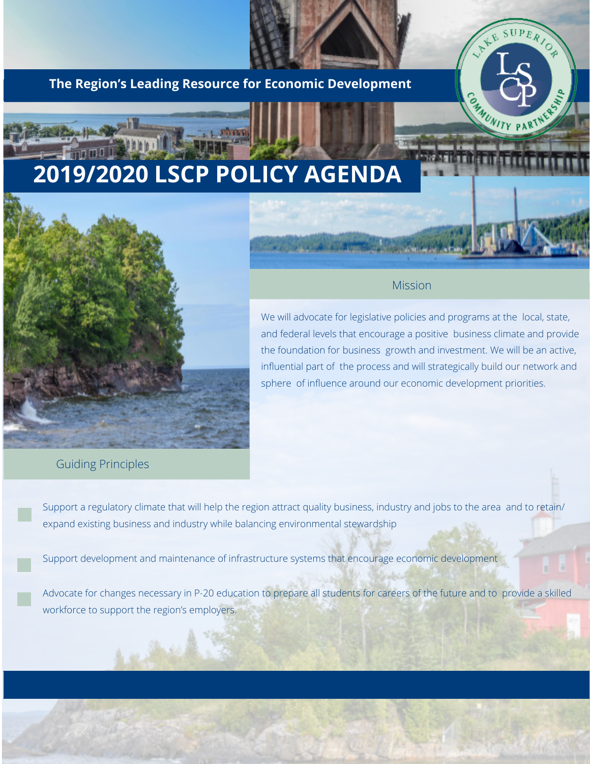The Region's Leading Resource for Economic Development

# 2019/2020 LSCP POLICY AGENDA

## Mission

We will advocate for legislative policies and programs at the local, state, and federal levels that encourage a positive business climate and provide the foundation for business growth and investment. We will be an active, influential part of the process and will strategically build our network and sphere of influence around our economic development priorities.

## Guiding Principles

- Support a regulatory climate that will help the region attract quality business, industry and jobs to the area and to retain/ expand existing business and industry while balancing environmental stewardship
- Support development and maintenance of infrastructure systems that encourage economic development
- Advocate for changes necessary in P-20 education to prepare all students for careers of the future and to provide a skilled workforce to support the region's employers.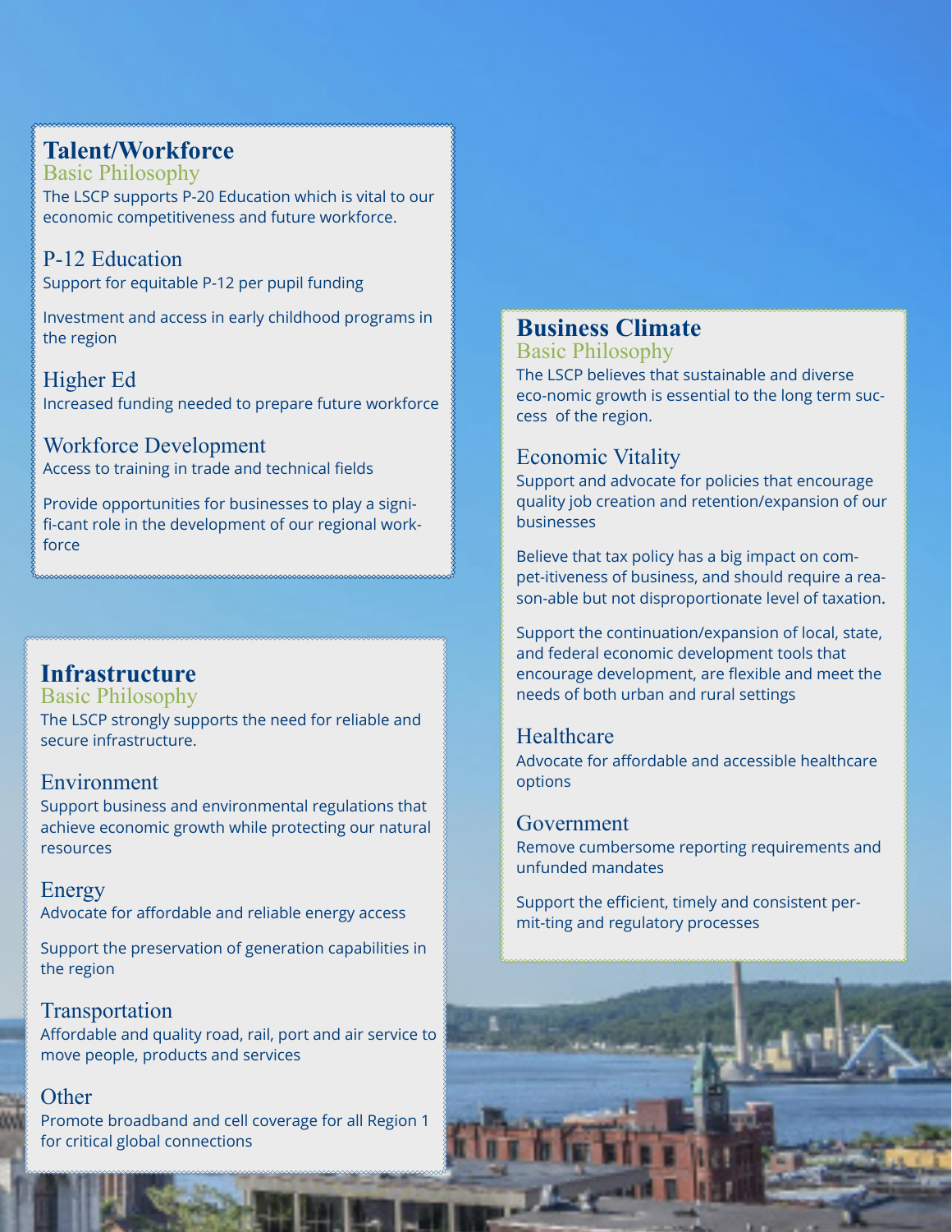## Talent/Workforce

### Basic Philosophy

The LSCP supports P-20 Education which is vital to our economic competitiveness and future workforce.

### P-12 Education

Support for equitable P-12 per pupil funding

Investment and access in early childhood programs in the region

### Higher Ed

Increased funding needed to prepare future workforce

### Workforce Development

Access to training in trade and technical fields

Provide opportunities for businesses to play a signi-fi-cant role in the development of our regional work-force

## Infrastructure

### Basic Philosophy

The LSCP strongly supports the need for reliable and secure infrastructure.

### Environment

Support business and environmental regulations that achieve economic growth while protecting our natural resources

### Energy

Advocate for affordable and reliable energy access

Support the preservation of generation capabilities in the region

### Transportation

Affordable and quality road, rail, port and air service to move people, products and services

### Other

Promote broadband and cell coverage for all Region 1 for critical global connections

## Business Climate

### Basic Philosophy

The LSCP believes that sustainable and diverse eco-nomic growth is essential to the long term suc-cess of the region.

### Economic Vitality

Support and advocate for policies that encourage quality job creation and retention/expansion of our businesses

Believe that tax policy has a big impact on com-pet-itiveness of business, and should require a rea-son-able but not disproportionate level of taxation.

Support the continuation/expansion of local, state, and federal economic development tools that encourage development, are flexible and meet the needs of both urban and rural settings

### Healthcare

Advocate for affordable and accessible healthcare options

### Government

Remove cumbersome reporting requirements and unfunded mandates

Support the efficient, timely and consistent per-mit-ting and regulatory processes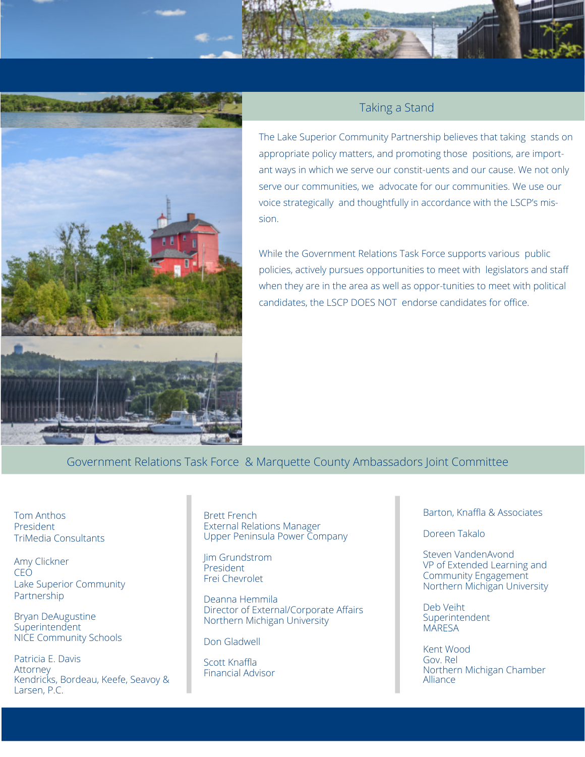## Taking a Stand

The Lake Superior Community Partnership believes that taking stands on appropriate policy matters, and promoting those positions, are important ways in which we serve our constituents and our cause. We not only serve our communities, we advocate for our communities. We use our voice strategically and thoughtfully in accordance with the LSCP's mission.

While the Government Relations Task Force supports various public policies, actively pursues opportunities to meet with legislators and staff when they are in the area as well as opportunities to meet with political candidates, the LSCP DOES NOT endorse candidates for office.

## Government Relations Task Force & Marquette County Ambassadors Joint Committee

Tom Anthos
President
TriMedia Consultants

Amy Clickner
CEO
Lake Superior Community Partnership

Bryan DeAugustine
Superintendent
NICE Community Schools

Patricia E. Davis
Attorney
Kendricks, Bordeau, Keefe, Seavoy & Larsen, P.C.

Brett French
External Relations Manager
Upper Peninsula Power Company

Jim Grundstrom
President
Frei Chevrolet

Deanna Hemmila
Director of External/Corporate Affairs
Northern Michigan University

Don Gladwell

Scott Knaffla
Financial Advisor

Barton, Knaffla & Associates

Doreen Takalo

Steven VandenAvond
VP of Extended Learning and Community Engagement
Northern Michigan University

Deb Veiht
Superintendent
MARESA

Kent Wood
Gov. Rel
Northern Michigan Chamber Alliance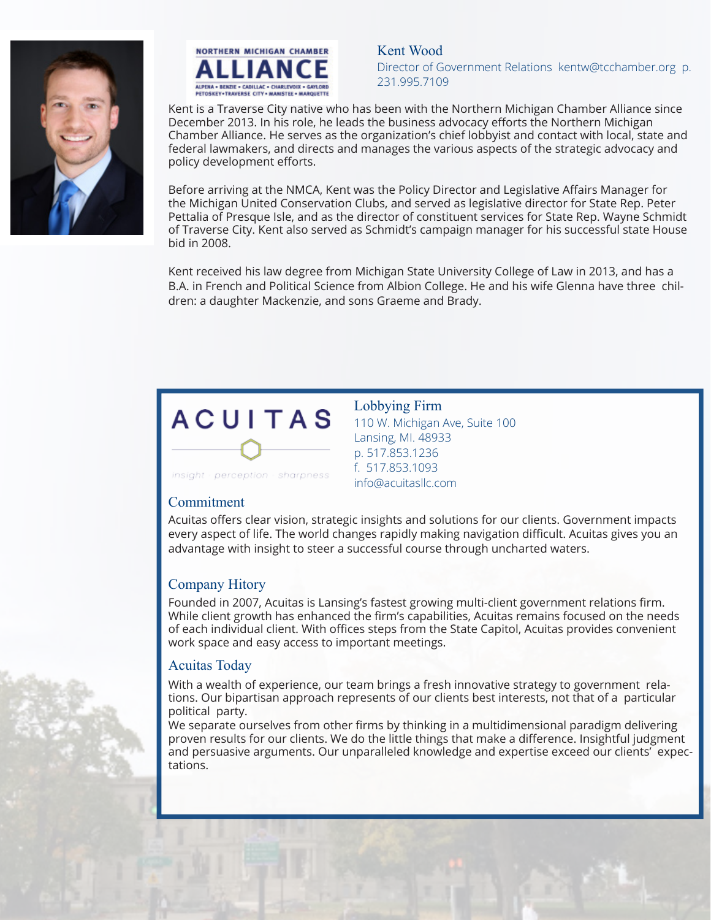## Kent Wood

Director of Government Relations kentw@tcchamber.org p. 231.995.7109

Kent is a Traverse City native who has been with the Northern Michigan Chamber Alliance since December 2013. In his role, he leads the business advocacy efforts the Northern Michigan Chamber Alliance. He serves as the organization's chief lobbyist and contact with local, state and federal lawmakers, and directs and manages the various aspects of the strategic advocacy and policy development efforts.

Before arriving at the NMCA, Kent was the Policy Director and Legislative Affairs Manager for the Michigan United Conservation Clubs, and served as legislative director for State Rep. Peter Pettalia of Presque Isle, and as the director of constituent services for State Rep. Wayne Schmidt of Traverse City. Kent also served as Schmidt's campaign manager for his successful state House bid in 2008.

Kent received his law degree from Michigan State University College of Law in 2013, and has a B.A. in French and Political Science from Albion College. He and his wife Glenna have three children: a daughter Mackenzie, and sons Graeme and Brady.

## ACUITAS

insight · perception · sharpness

### Lobbying Firm

110 W. Michigan Ave, Suite 100
Lansing, MI. 48933
p. 517.853.1236
f. 517.853.1093
info@acuitasllc.com

### Commitment

Acuitas offers clear vision, strategic insights and solutions for our clients. Government impacts every aspect of life. The world changes rapidly making navigation difficult. Acuitas gives you an advantage with insight to steer a successful course through uncharted waters.

### Company Hitory

Founded in 2007, Acuitas is Lansing's fastest growing multi-client government relations firm. While client growth has enhanced the firm's capabilities, Acuitas remains focused on the needs of each individual client. With offices steps from the State Capitol, Acuitas provides convenient work space and easy access to important meetings.

### Acuitas Today

With a wealth of experience, our team brings a fresh innovative strategy to government relations. Our bipartisan approach represents of our clients best interests, not that of a particular political party.

We separate ourselves from other firms by thinking in a multidimensional paradigm delivering proven results for our clients. We do the little things that make a difference. Insightful judgment and persuasive arguments. Our unparalleled knowledge and expertise exceed our clients' expectations.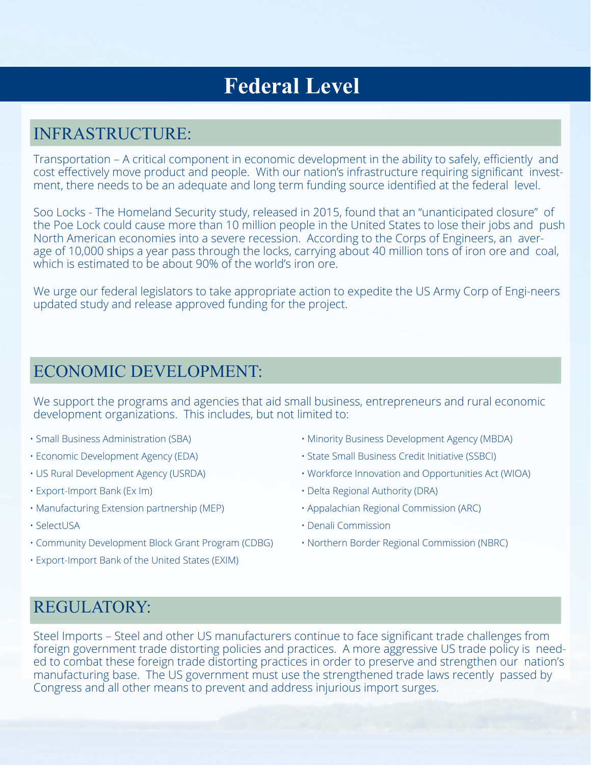# Federal Level

## INFRASTRUCTURE:

Transportation – A critical component in economic development in the ability to safely, efficiently and cost effectively move product and people. With our nation's infrastructure requiring significant investment, there needs to be an adequate and long term funding source identified at the federal level.

Soo Locks - The Homeland Security study, released in 2015, found that an "unanticipated closure" of the Poe Lock could cause more than 10 million people in the United States to lose their jobs and push North American economies into a severe recession. According to the Corps of Engineers, an average of 10,000 ships a year pass through the locks, carrying about 40 million tons of iron ore and coal, which is estimated to be about 90% of the world's iron ore.

We urge our federal legislators to take appropriate action to expedite the US Army Corp of Engi-neers updated study and release approved funding for the project.

## ECONOMIC DEVELOPMENT:

We support the programs and agencies that aid small business, entrepreneurs and rural economic development organizations. This includes, but not limited to:

- Small Business Administration (SBA)
- Economic Development Agency (EDA)
- US Rural Development Agency (USRDA)
- Export-Import Bank (Ex Im)
- Manufacturing Extension partnership (MEP)
- SelectUSA
- Community Development Block Grant Program (CDBG)
- Export-Import Bank of the United States (EXIM)
- Minority Business Development Agency (MBDA)
- State Small Business Credit Initiative (SSBCI)
- Workforce Innovation and Opportunities Act (WIOA)
- Delta Regional Authority (DRA)
- Appalachian Regional Commission (ARC)
- Denali Commission
- Northern Border Regional Commission (NBRC)

## REGULATORY:

Steel Imports – Steel and other US manufacturers continue to face significant trade challenges from foreign government trade distorting policies and practices. A more aggressive US trade policy is needed to combat these foreign trade distorting practices in order to preserve and strengthen our nation's manufacturing base. The US government must use the strengthened trade laws recently passed by Congress and all other means to prevent and address injurious import surges.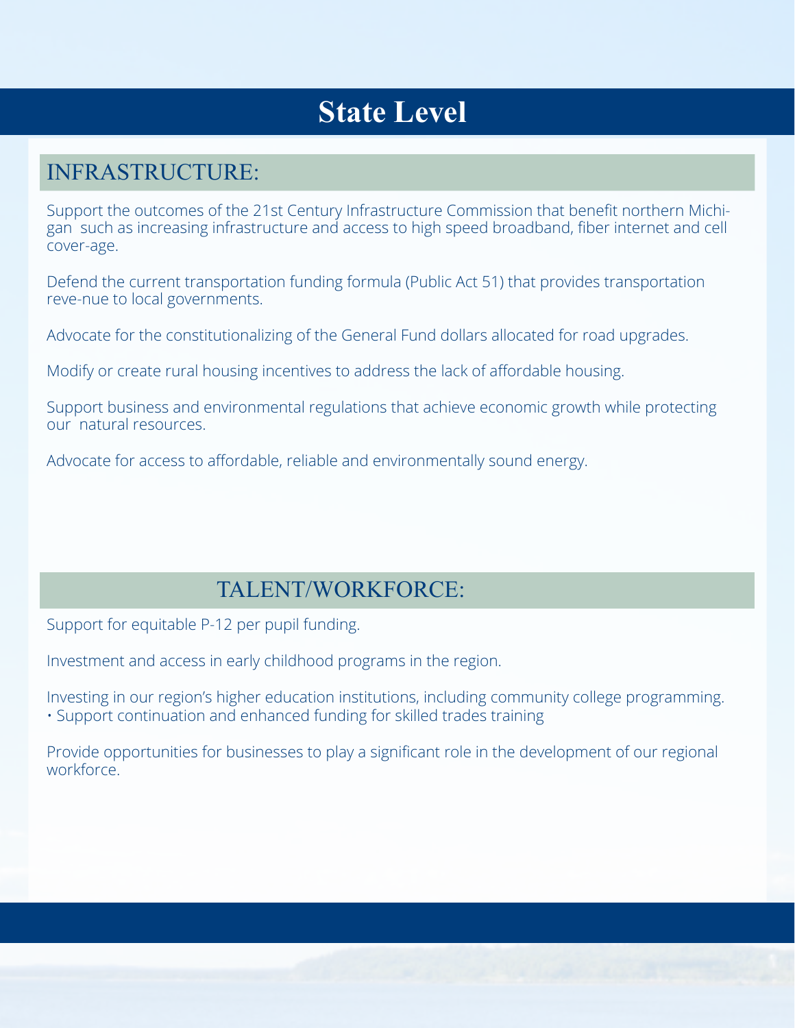# State Level

## INFRASTRUCTURE:

Support the outcomes of the 21st Century Infrastructure Commission that benefit northern Michigan such as increasing infrastructure and access to high speed broadband, fiber internet and cell cover-age.

Defend the current transportation funding formula (Public Act 51) that provides transportation reve-nue to local governments.

Advocate for the constitutionalizing of the General Fund dollars allocated for road upgrades.

Modify or create rural housing incentives to address the lack of affordable housing.

Support business and environmental regulations that achieve economic growth while protecting our natural resources.

Advocate for access to affordable, reliable and environmentally sound energy.

## TALENT/WORKFORCE:

Support for equitable P-12 per pupil funding.

Investment and access in early childhood programs in the region.

Investing in our region's higher education institutions, including community college programming.
• Support continuation and enhanced funding for skilled trades training

Provide opportunities for businesses to play a significant role in the development of our regional workforce.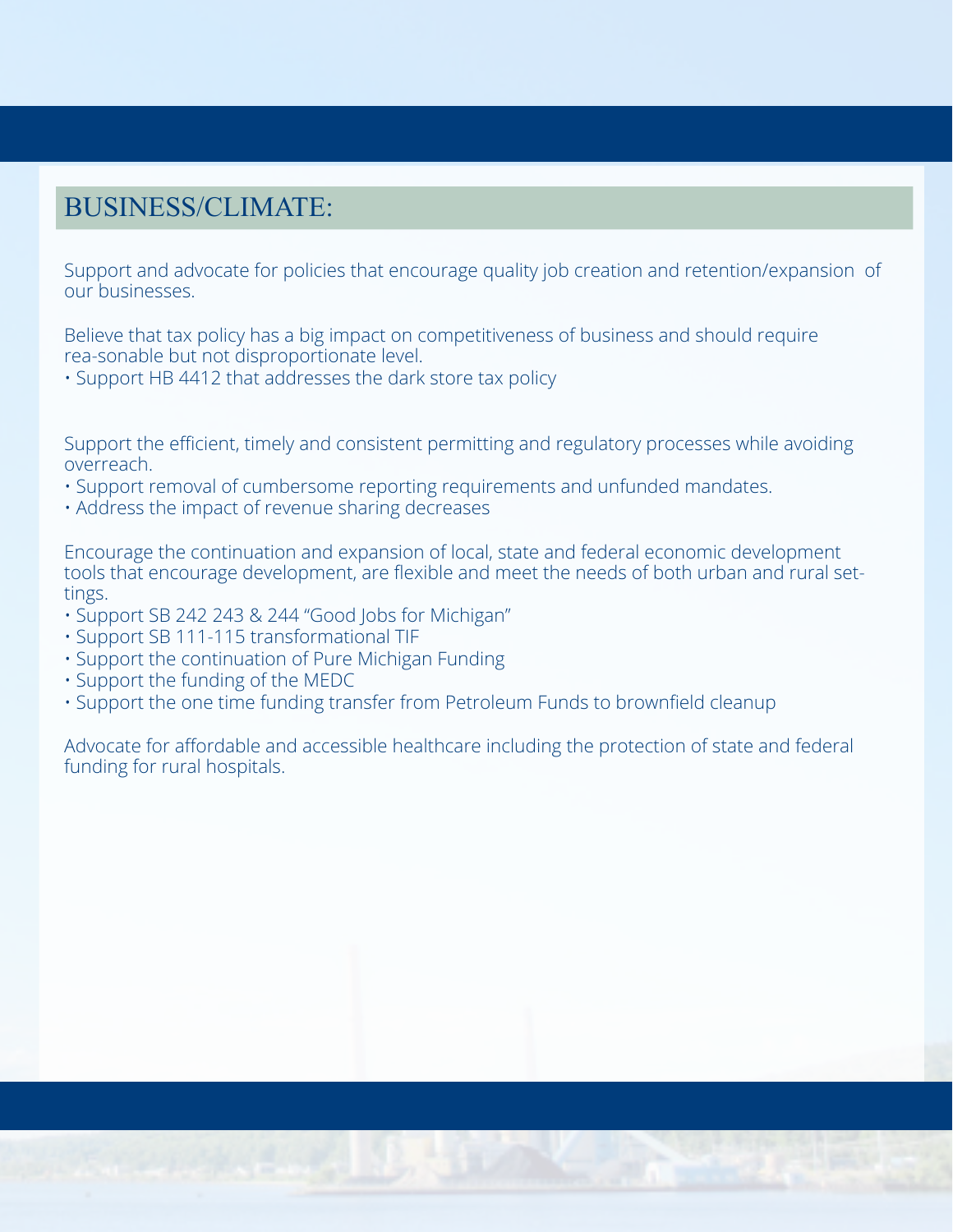## BUSINESS/CLIMATE:

Support and advocate for policies that encourage quality job creation and retention/expansion of our businesses.

Believe that tax policy has a big impact on competitiveness of business and should require rea-sonable but not disproportionate level.

- Support HB 4412 that addresses the dark store tax policy

Support the efficient, timely and consistent permitting and regulatory processes while avoiding overreach.

- Support removal of cumbersome reporting requirements and unfunded mandates.
- Address the impact of revenue sharing decreases

Encourage the continuation and expansion of local, state and federal economic development tools that encourage development, are flexible and meet the needs of both urban and rural set-tings.

- Support SB 242 243 & 244 "Good Jobs for Michigan"
- Support SB 111-115 transformational TIF
- Support the continuation of Pure Michigan Funding
- Support the funding of the MEDC
- Support the one time funding transfer from Petroleum Funds to brownfield cleanup

Advocate for affordable and accessible healthcare including the protection of state and federal funding for rural hospitals.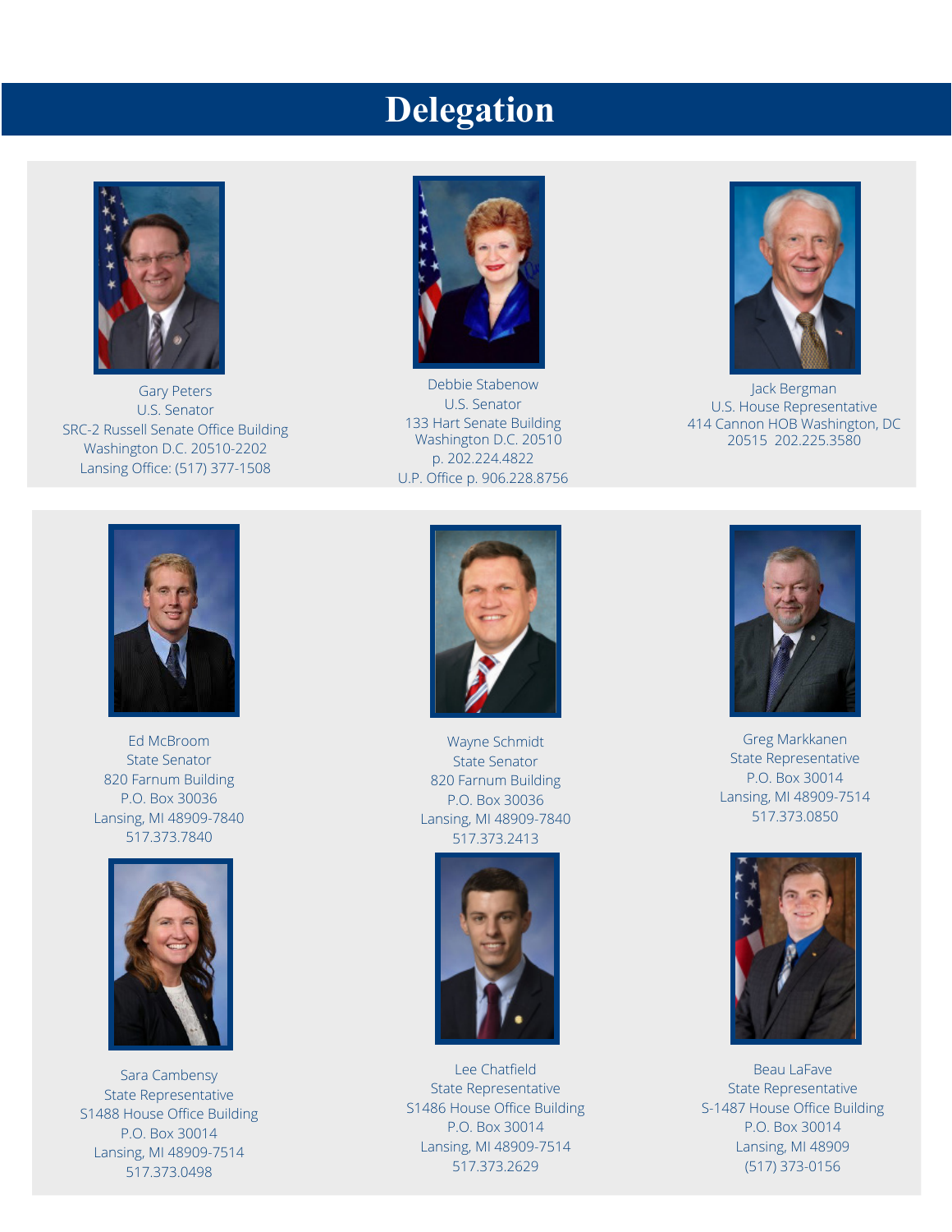# Delegation

Gary Peters
U.S. Senator
SRC-2 Russell Senate Office Building
Washington D.C. 20510-2202
Lansing Office: (517) 377-1508

Debbie Stabenow
U.S. Senator
133 Hart Senate Building
Washington D.C. 20510
p. 202.224.4822
U.P. Office p. 906.228.8756

Jack Bergman
U.S. House Representative
414 Cannon HOB Washington, DC
20515 202.225.3580

Ed McBroom
State Senator
820 Farnum Building
P.O. Box 30036
Lansing, MI 48909-7840
517.373.7840

Wayne Schmidt
State Senator
820 Farnum Building
P.O. Box 30036
Lansing, MI 48909-7840
517.373.2413

Greg Markkanen
State Representative
P.O. Box 30014
Lansing, MI 48909-7514
517.373.0850

Sara Cambensy
State Representative
S1488 House Office Building
P.O. Box 30014
Lansing, MI 48909-7514
517.373.0498

Lee Chatfield
State Representative
S1486 House Office Building
P.O. Box 30014
Lansing, MI 48909-7514
517.373.2629

Beau LaFave
State Representative
S-1487 House Office Building
P.O. Box 30014
Lansing, MI 48909
(517) 373-0156